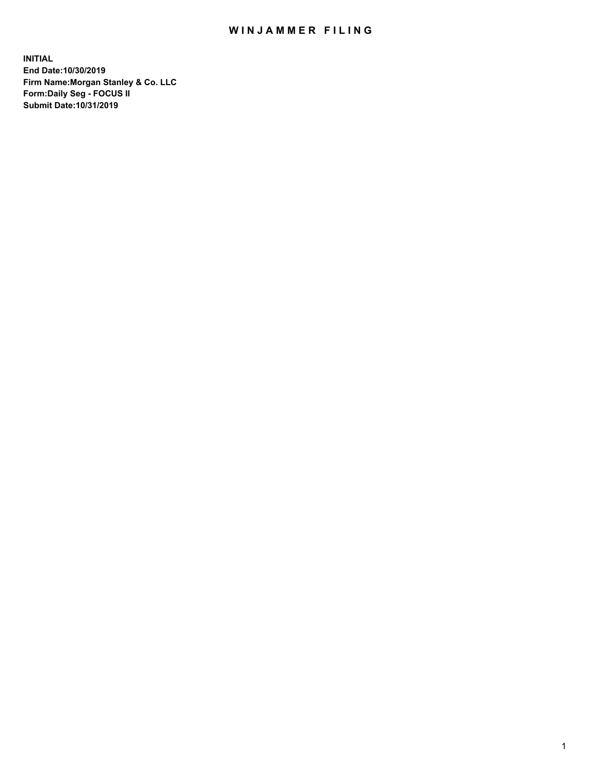# WINJAMMER FILING

**INITIAL**
**End Date:10/30/2019**
**Firm Name:Morgan Stanley & Co. LLC**
**Form:Daily Seg - FOCUS II**
**Submit Date:10/31/2019**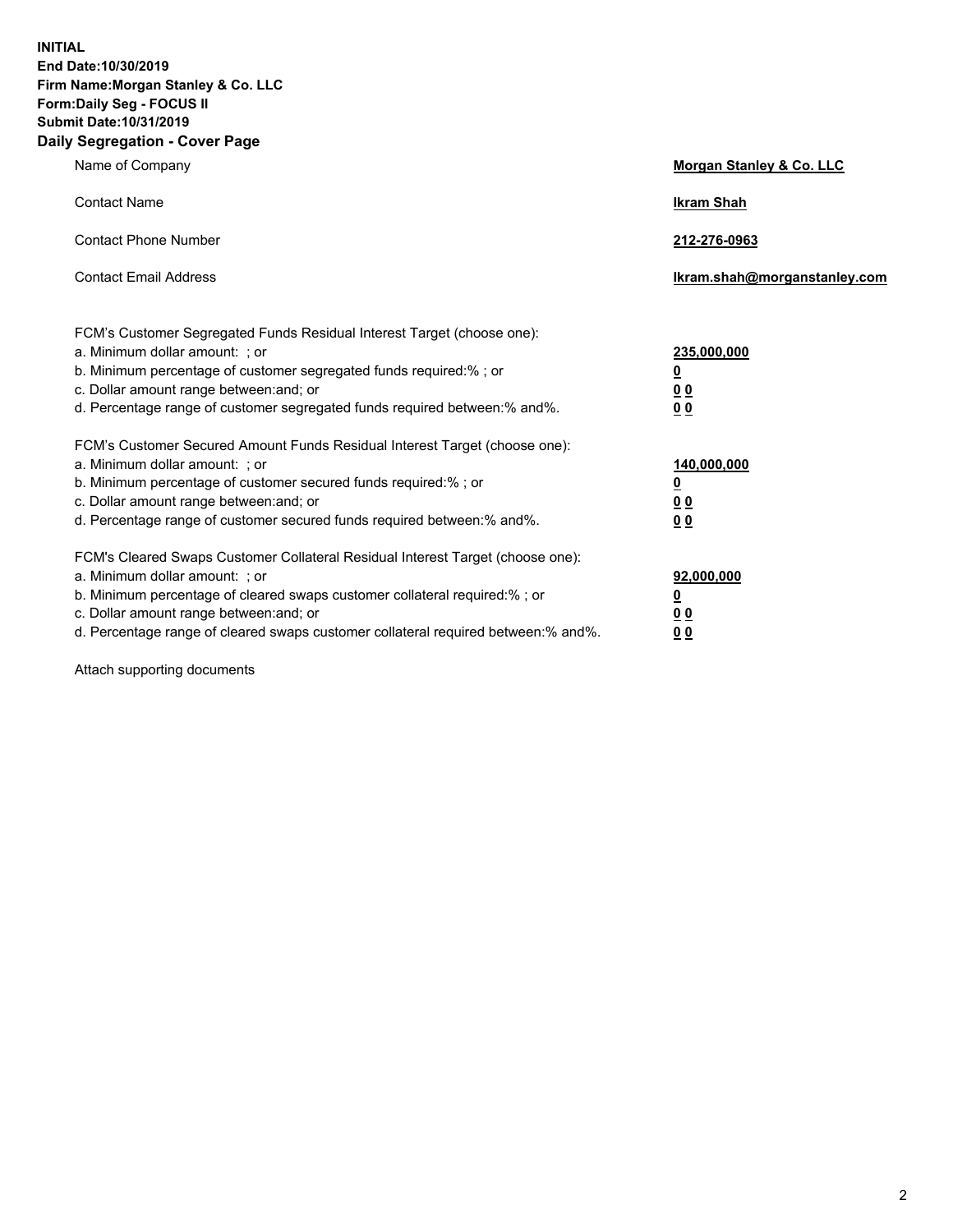**INITIAL**
**End Date:10/30/2019**
**Firm Name:Morgan Stanley & Co. LLC**
**Form:Daily Seg - FOCUS II**
**Submit Date:10/31/2019**

## Daily Segregation - Cover Page

| | |
|---|---|
| Name of Company | **Morgan Stanley & Co. LLC** |
| Contact Name | **Ikram Shah** |
| Contact Phone Number | **212-276-0963** |
| Contact Email Address | **Ikram.shah@morganstanley.com** |

| | |
|---|---|
| FCM's Customer Segregated Funds Residual Interest Target (choose one): | |
| a. Minimum dollar amount: ; or | **235,000,000** |
| b. Minimum percentage of customer segregated funds required:% ; or | **0** |
| c. Dollar amount range between:and; or | **0 0** |
| d. Percentage range of customer segregated funds required between:% and%. | **0 0** |
| FCM's Customer Secured Amount Funds Residual Interest Target (choose one): | |
| a. Minimum dollar amount: ; or | **140,000,000** |
| b. Minimum percentage of customer secured funds required:% ; or | **0** |
| c. Dollar amount range between:and; or | **0 0** |
| d. Percentage range of customer secured funds required between:% and%. | **0 0** |
| FCM's Cleared Swaps Customer Collateral Residual Interest Target (choose one): | |
| a. Minimum dollar amount: ; or | **92,000,000** |
| b. Minimum percentage of cleared swaps customer collateral required:% ; or | **0** |
| c. Dollar amount range between:and; or | **0 0** |
| d. Percentage range of cleared swaps customer collateral required between:% and%. | **0 0** |

Attach supporting documents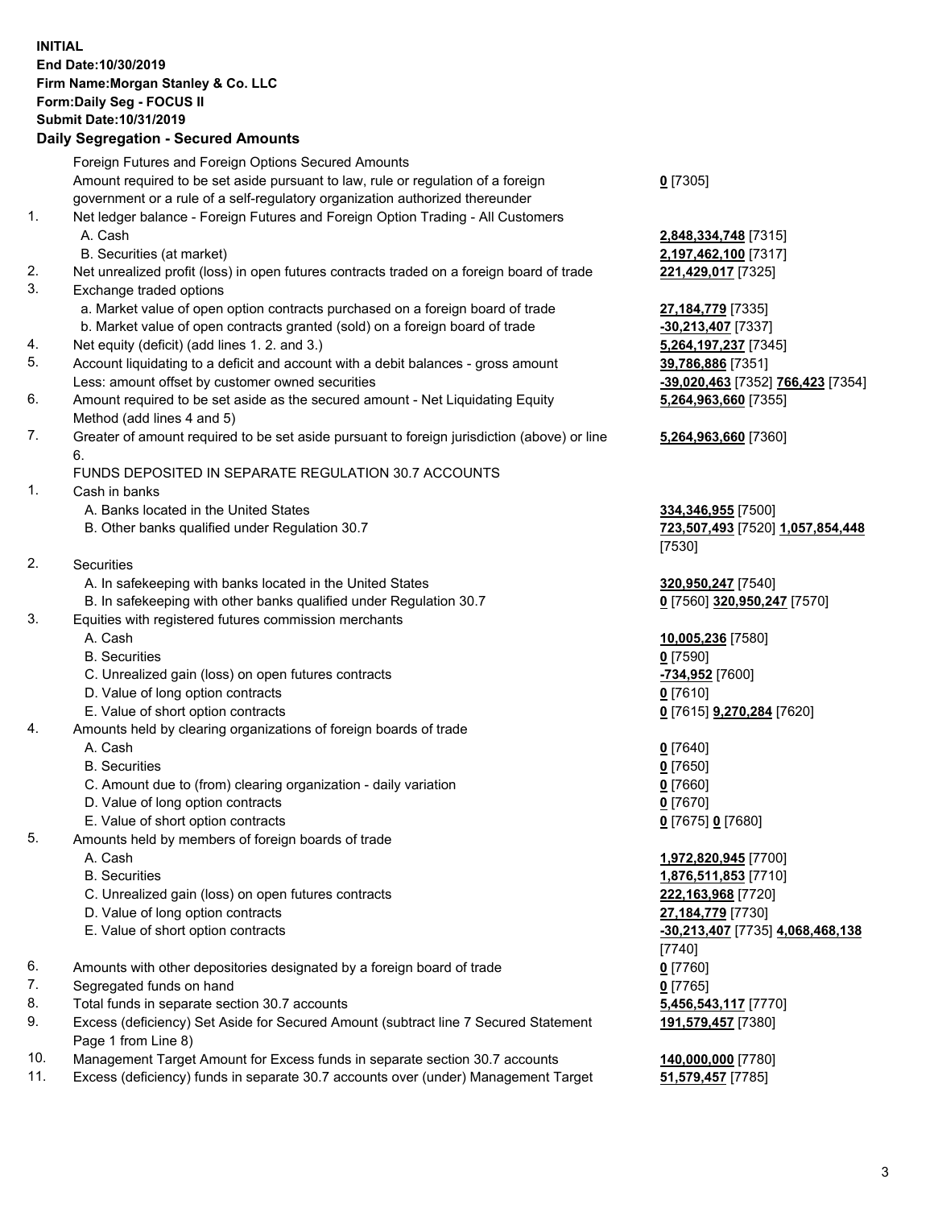**INITIAL**
**End Date:10/30/2019**
**Firm Name:Morgan Stanley & Co. LLC**
**Form:Daily Seg - FOCUS II**
**Submit Date:10/31/2019**
**Daily Segregation - Secured Amounts**

| | | |
|---|---|---|
| | Foreign Futures and Foreign Options Secured Amounts | |
| | Amount required to be set aside pursuant to law, rule or regulation of a foreign government or a rule of a self-regulatory organization authorized thereunder | **0** [7305] |
| 1. | Net ledger balance - Foreign Futures and Foreign Option Trading - All Customers | |
| | A. Cash | **2,848,334,748** [7315] |
| | B. Securities (at market) | **2,197,462,100** [7317] |
| 2. | Net unrealized profit (loss) in open futures contracts traded on a foreign board of trade | **221,429,017** [7325] |
| 3. | Exchange traded options | |
| | a. Market value of open option contracts purchased on a foreign board of trade | **27,184,779** [7335] |
| | b. Market value of open contracts granted (sold) on a foreign board of trade | **-30,213,407** [7337] |
| 4. | Net equity (deficit) (add lines 1. 2. and 3.) | **5,264,197,237** [7345] |
| 5. | Account liquidating to a deficit and account with a debit balances - gross amount | **39,786,886** [7351] |
| | Less: amount offset by customer owned securities | **-39,020,463** [7352] **766,423** [7354] |
| 6. | Amount required to be set aside as the secured amount - Net Liquidating Equity Method (add lines 4 and 5) | **5,264,963,660** [7355] |
| 7. | Greater of amount required to be set aside pursuant to foreign jurisdiction (above) or line 6. | **5,264,963,660** [7360] |
| | FUNDS DEPOSITED IN SEPARATE REGULATION 30.7 ACCOUNTS | |
| 1. | Cash in banks | |
| | A. Banks located in the United States | **334,346,955** [7500] |
| | B. Other banks qualified under Regulation 30.7 | **723,507,493** [7520] **1,057,854,448** [7530] |
| 2. | Securities | |
| | A. In safekeeping with banks located in the United States | **320,950,247** [7540] |
| | B. In safekeeping with other banks qualified under Regulation 30.7 | **0** [7560] **320,950,247** [7570] |
| 3. | Equities with registered futures commission merchants | |
| | A. Cash | **10,005,236** [7580] |
| | B. Securities | **0** [7590] |
| | C. Unrealized gain (loss) on open futures contracts | **-734,952** [7600] |
| | D. Value of long option contracts | **0** [7610] |
| | E. Value of short option contracts | **0** [7615] **9,270,284** [7620] |
| 4. | Amounts held by clearing organizations of foreign boards of trade | |
| | A. Cash | **0** [7640] |
| | B. Securities | **0** [7650] |
| | C. Amount due to (from) clearing organization - daily variation | **0** [7660] |
| | D. Value of long option contracts | **0** [7670] |
| | E. Value of short option contracts | **0** [7675] **0** [7680] |
| 5. | Amounts held by members of foreign boards of trade | |
| | A. Cash | **1,972,820,945** [7700] |
| | B. Securities | **1,876,511,853** [7710] |
| | C. Unrealized gain (loss) on open futures contracts | **222,163,968** [7720] |
| | D. Value of long option contracts | **27,184,779** [7730] |
| | E. Value of short option contracts | **-30,213,407** [7735] **4,068,468,138** [7740] |
| 6. | Amounts with other depositories designated by a foreign board of trade | **0** [7760] |
| 7. | Segregated funds on hand | **0** [7765] |
| 8. | Total funds in separate section 30.7 accounts | **5,456,543,117** [7770] |
| 9. | Excess (deficiency) Set Aside for Secured Amount (subtract line 7 Secured Statement Page 1 from Line 8) | **191,579,457** [7380] |
| 10. | Management Target Amount for Excess funds in separate section 30.7 accounts | **140,000,000** [7780] |
| 11. | Excess (deficiency) funds in separate 30.7 accounts over (under) Management Target | **51,579,457** [7785] |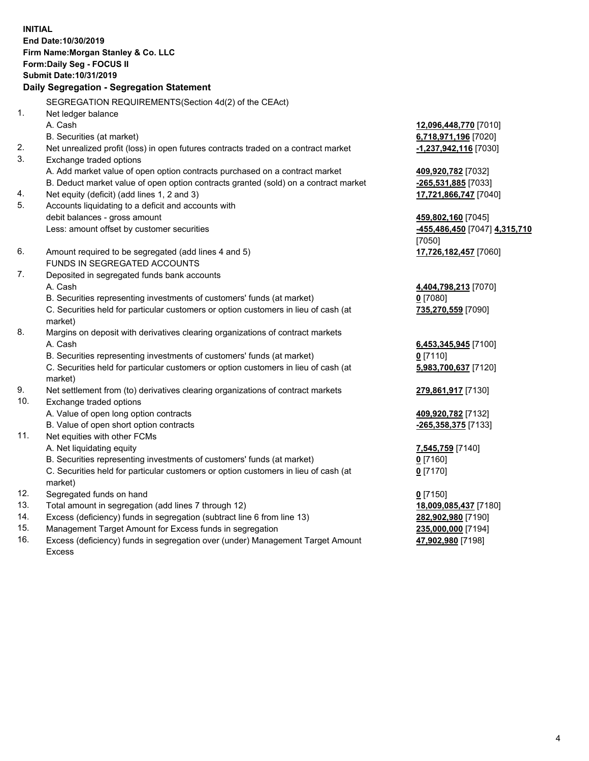**INITIAL**
**End Date:10/30/2019**
**Firm Name:Morgan Stanley & Co. LLC**
**Form:Daily Seg - FOCUS II**
**Submit Date:10/31/2019**
**Daily Segregation - Segregation Statement**

SEGREGATION REQUIREMENTS(Section 4d(2) of the CEAct)

| | | |
|---|---|---|
| 1. | Net ledger balance | |
| | A. Cash | **12,096,448,770** [7010] |
| | B. Securities (at market) | **6,718,971,196** [7020] |
| 2. | Net unrealized profit (loss) in open futures contracts traded on a contract market | **-1,237,942,116** [7030] |
| 3. | Exchange traded options | |
| | A. Add market value of open option contracts purchased on a contract market | **409,920,782** [7032] |
| | B. Deduct market value of open option contracts granted (sold) on a contract market | **-265,531,885** [7033] |
| 4. | Net equity (deficit) (add lines 1, 2 and 3) | **17,721,866,747** [7040] |
| 5. | Accounts liquidating to a deficit and accounts with debit balances - gross amount | **459,802,160** [7045] |
| | Less: amount offset by customer securities | **-455,486,450** [7047] **4,315,710** [7050] |
| 6. | Amount required to be segregated (add lines 4 and 5) | **17,726,182,457** [7060] |
| | FUNDS IN SEGREGATED ACCOUNTS | |
| 7. | Deposited in segregated funds bank accounts | |
| | A. Cash | **4,404,798,213** [7070] |
| | B. Securities representing investments of customers' funds (at market) | **0** [7080] |
| | C. Securities held for particular customers or option customers in lieu of cash (at market) | **735,270,559** [7090] |
| 8. | Margins on deposit with derivatives clearing organizations of contract markets | |
| | A. Cash | **6,453,345,945** [7100] |
| | B. Securities representing investments of customers' funds (at market) | **0** [7110] |
| | C. Securities held for particular customers or option customers in lieu of cash (at market) | **5,983,700,637** [7120] |
| 9. | Net settlement from (to) derivatives clearing organizations of contract markets | **279,861,917** [7130] |
| 10. | Exchange traded options | |
| | A. Value of open long option contracts | **409,920,782** [7132] |
| | B. Value of open short option contracts | **-265,358,375** [7133] |
| 11. | Net equities with other FCMs | |
| | A. Net liquidating equity | **7,545,759** [7140] |
| | B. Securities representing investments of customers' funds (at market) | **0** [7160] |
| | C. Securities held for particular customers or option customers in lieu of cash (at market) | **0** [7170] |
| 12. | Segregated funds on hand | **0** [7150] |
| 13. | Total amount in segregation (add lines 7 through 12) | **18,009,085,437** [7180] |
| 14. | Excess (deficiency) funds in segregation (subtract line 6 from line 13) | **282,902,980** [7190] |
| 15. | Management Target Amount for Excess funds in segregation | **235,000,000** [7194] |
| 16. | Excess (deficiency) funds in segregation over (under) Management Target Amount Excess | **47,902,980** [7198] |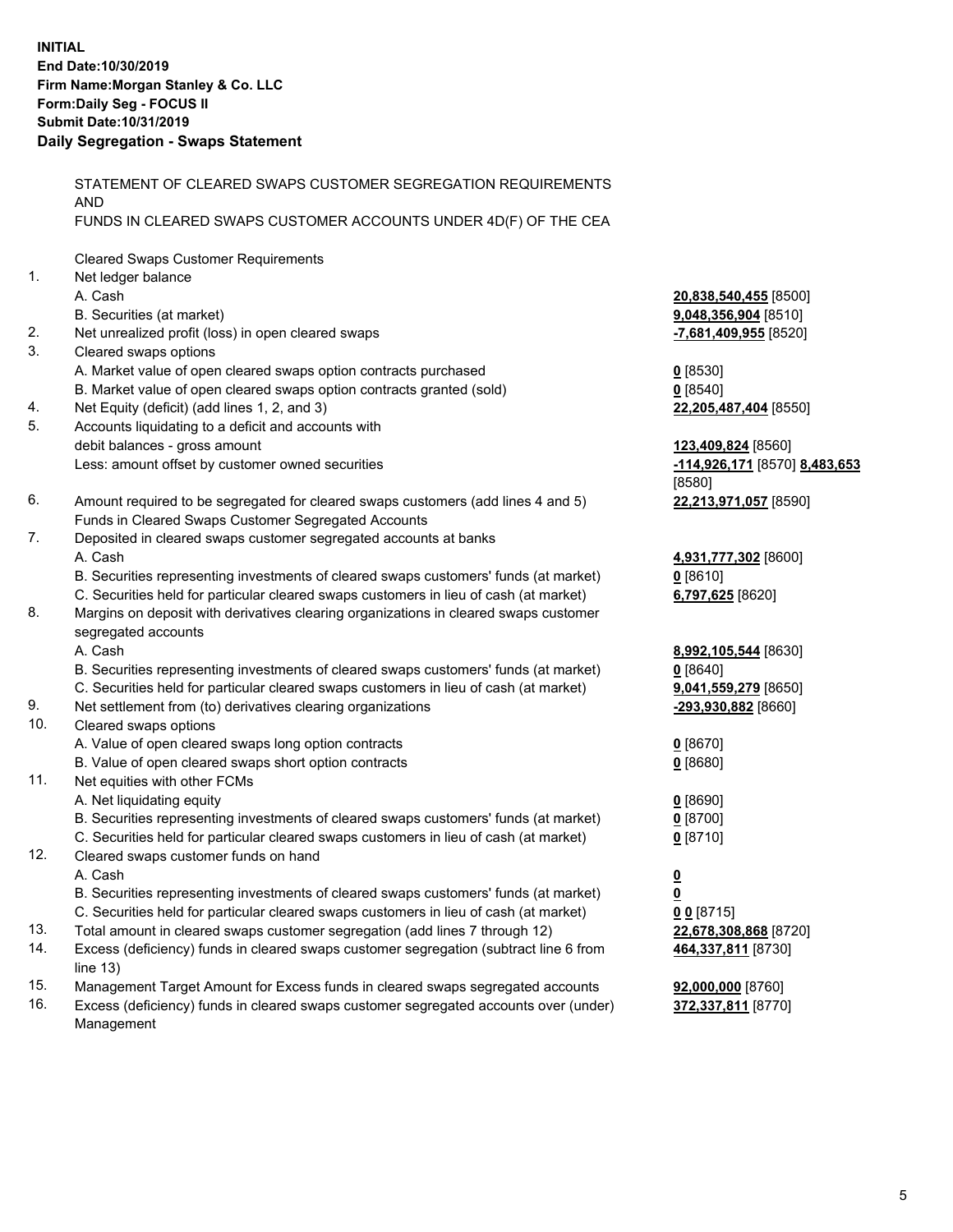**INITIAL**
**End Date:10/30/2019**
**Firm Name:Morgan Stanley & Co. LLC**
**Form:Daily Seg - FOCUS II**
**Submit Date:10/31/2019**
**Daily Segregation - Swaps Statement**

STATEMENT OF CLEARED SWAPS CUSTOMER SEGREGATION REQUIREMENTS AND
FUNDS IN CLEARED SWAPS CUSTOMER ACCOUNTS UNDER 4D(F) OF THE CEA

| | | |
|---|---|---|
| | Cleared Swaps Customer Requirements | |
| 1. | Net ledger balance | |
| | A. Cash | **20,838,540,455** [8500] |
| | B. Securities (at market) | **9,048,356,904** [8510] |
| 2. | Net unrealized profit (loss) in open cleared swaps | **-7,681,409,955** [8520] |
| 3. | Cleared swaps options | |
| | A. Market value of open cleared swaps option contracts purchased | **0** [8530] |
| | B. Market value of open cleared swaps option contracts granted (sold) | **0** [8540] |
| 4. | Net Equity (deficit) (add lines 1, 2, and 3) | **22,205,487,404** [8550] |
| 5. | Accounts liquidating to a deficit and accounts with debit balances - gross amount | **123,409,824** [8560] |
| | Less: amount offset by customer owned securities | **-114,926,171** [8570] **8,483,653** [8580] |
| 6. | Amount required to be segregated for cleared swaps customers (add lines 4 and 5) | **22,213,971,057** [8590] |
| | Funds in Cleared Swaps Customer Segregated Accounts | |
| 7. | Deposited in cleared swaps customer segregated accounts at banks | |
| | A. Cash | **4,931,777,302** [8600] |
| | B. Securities representing investments of cleared swaps customers' funds (at market) | **0** [8610] |
| | C. Securities held for particular cleared swaps customers in lieu of cash (at market) | **6,797,625** [8620] |
| 8. | Margins on deposit with derivatives clearing organizations in cleared swaps customer segregated accounts | |
| | A. Cash | **8,992,105,544** [8630] |
| | B. Securities representing investments of cleared swaps customers' funds (at market) | **0** [8640] |
| | C. Securities held for particular cleared swaps customers in lieu of cash (at market) | **9,041,559,279** [8650] |
| 9. | Net settlement from (to) derivatives clearing organizations | **-293,930,882** [8660] |
| 10. | Cleared swaps options | |
| | A. Value of open cleared swaps long option contracts | **0** [8670] |
| | B. Value of open cleared swaps short option contracts | **0** [8680] |
| 11. | Net equities with other FCMs | |
| | A. Net liquidating equity | **0** [8690] |
| | B. Securities representing investments of cleared swaps customers' funds (at market) | **0** [8700] |
| | C. Securities held for particular cleared swaps customers in lieu of cash (at market) | **0** [8710] |
| 12. | Cleared swaps customer funds on hand | |
| | A. Cash | **0** |
| | B. Securities representing investments of cleared swaps customers' funds (at market) | **0** |
| | C. Securities held for particular cleared swaps customers in lieu of cash (at market) | **0** **0** [8715] |
| 13. | Total amount in cleared swaps customer segregation (add lines 7 through 12) | **22,678,308,868** [8720] |
| 14. | Excess (deficiency) funds in cleared swaps customer segregation (subtract line 6 from line 13) | **464,337,811** [8730] |
| 15. | Management Target Amount for Excess funds in cleared swaps segregated accounts | **92,000,000** [8760] |
| 16. | Excess (deficiency) funds in cleared swaps customer segregated accounts over (under) Management | **372,337,811** [8770] |